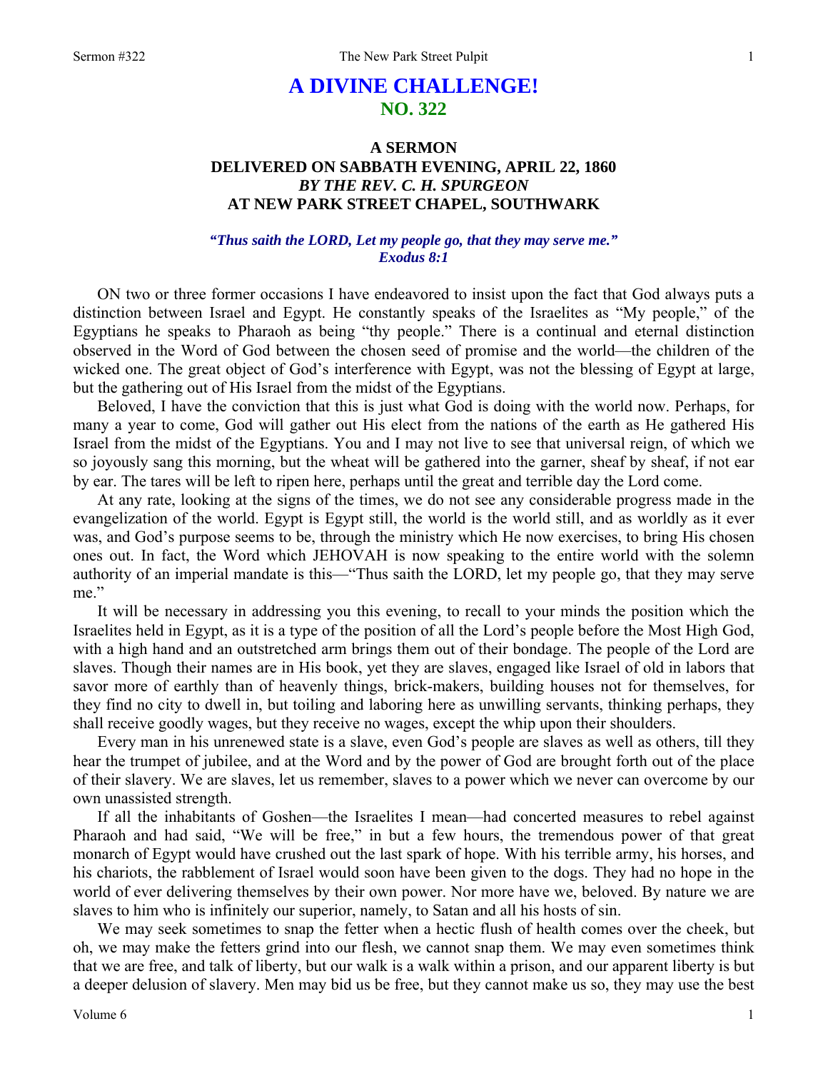# A DIVINE CHALLENGE!
## NO. 322

### A SERMON
### DELIVERED ON SABBATH EVENING, APRIL 22, 1860
### *BY THE REV. C. H. SPURGEON*
### AT NEW PARK STREET CHAPEL, SOUTHWARK

*"Thus saith the LORD, Let my people go, that they may serve me."*
*Exodus 8:1*

ON two or three former occasions I have endeavored to insist upon the fact that God always puts a distinction between Israel and Egypt. He constantly speaks of the Israelites as "My people," of the Egyptians he speaks to Pharaoh as being "thy people." There is a continual and eternal distinction observed in the Word of God between the chosen seed of promise and the world—the children of the wicked one. The great object of God's interference with Egypt, was not the blessing of Egypt at large, but the gathering out of His Israel from the midst of the Egyptians.

Beloved, I have the conviction that this is just what God is doing with the world now. Perhaps, for many a year to come, God will gather out His elect from the nations of the earth as He gathered His Israel from the midst of the Egyptians. You and I may not live to see that universal reign, of which we so joyously sang this morning, but the wheat will be gathered into the garner, sheaf by sheaf, if not ear by ear. The tares will be left to ripen here, perhaps until the great and terrible day the Lord come.

At any rate, looking at the signs of the times, we do not see any considerable progress made in the evangelization of the world. Egypt is Egypt still, the world is the world still, and as worldly as it ever was, and God's purpose seems to be, through the ministry which He now exercises, to bring His chosen ones out. In fact, the Word which JEHOVAH is now speaking to the entire world with the solemn authority of an imperial mandate is this—"Thus saith the LORD, let my people go, that they may serve me."

It will be necessary in addressing you this evening, to recall to your minds the position which the Israelites held in Egypt, as it is a type of the position of all the Lord's people before the Most High God, with a high hand and an outstretched arm brings them out of their bondage. The people of the Lord are slaves. Though their names are in His book, yet they are slaves, engaged like Israel of old in labors that savor more of earthly than of heavenly things, brick-makers, building houses not for themselves, for they find no city to dwell in, but toiling and laboring here as unwilling servants, thinking perhaps, they shall receive goodly wages, but they receive no wages, except the whip upon their shoulders.

Every man in his unrenewed state is a slave, even God's people are slaves as well as others, till they hear the trumpet of jubilee, and at the Word and by the power of God are brought forth out of the place of their slavery. We are slaves, let us remember, slaves to a power which we never can overcome by our own unassisted strength.

If all the inhabitants of Goshen—the Israelites I mean—had concerted measures to rebel against Pharaoh and had said, "We will be free," in but a few hours, the tremendous power of that great monarch of Egypt would have crushed out the last spark of hope. With his terrible army, his horses, and his chariots, the rabblement of Israel would soon have been given to the dogs. They had no hope in the world of ever delivering themselves by their own power. Nor more have we, beloved. By nature we are slaves to him who is infinitely our superior, namely, to Satan and all his hosts of sin.

We may seek sometimes to snap the fetter when a hectic flush of health comes over the cheek, but oh, we may make the fetters grind into our flesh, we cannot snap them. We may even sometimes think that we are free, and talk of liberty, but our walk is a walk within a prison, and our apparent liberty is but a deeper delusion of slavery. Men may bid us be free, but they cannot make us so, they may use the best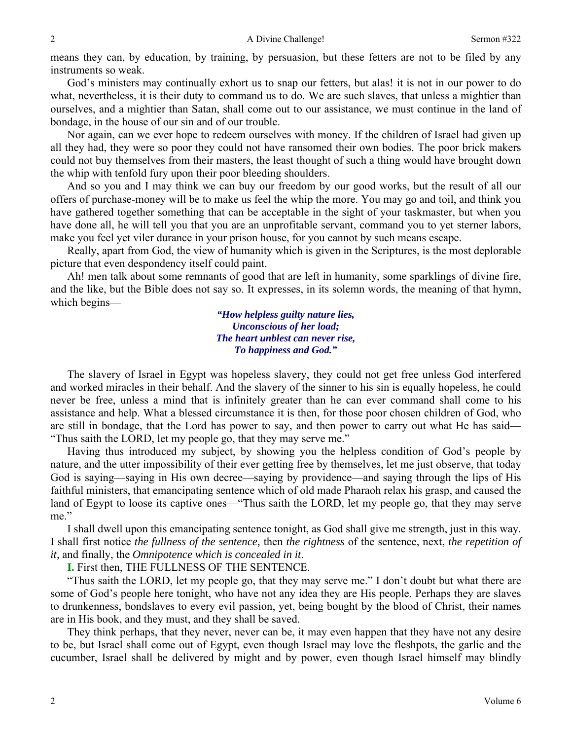means they can, by education, by training, by persuasion, but these fetters are not to be filed by any instruments so weak.

God's ministers may continually exhort us to snap our fetters, but alas! it is not in our power to do what, nevertheless, it is their duty to command us to do. We are such slaves, that unless a mightier than ourselves, and a mightier than Satan, shall come out to our assistance, we must continue in the land of bondage, in the house of our sin and of our trouble.

Nor again, can we ever hope to redeem ourselves with money. If the children of Israel had given up all they had, they were so poor they could not have ransomed their own bodies. The poor brick makers could not buy themselves from their masters, the least thought of such a thing would have brought down the whip with tenfold fury upon their poor bleeding shoulders.

And so you and I may think we can buy our freedom by our good works, but the result of all our offers of purchase-money will be to make us feel the whip the more. You may go and toil, and think you have gathered together something that can be acceptable in the sight of your taskmaster, but when you have done all, he will tell you that you are an unprofitable servant, command you to yet sterner labors, make you feel yet viler durance in your prison house, for you cannot by such means escape.

Really, apart from God, the view of humanity which is given in the Scriptures, is the most deplorable picture that even despondency itself could paint.

Ah! men talk about some remnants of good that are left in humanity, some sparklings of divine fire, and the like, but the Bible does not say so. It expresses, in its solemn words, the meaning of that hymn, which begins—

> ***"How helpless guilty nature lies,***
> ***Unconscious of her load;***
> ***The heart unblest can never rise,***
> ***To happiness and God."***

The slavery of Israel in Egypt was hopeless slavery, they could not get free unless God interfered and worked miracles in their behalf. And the slavery of the sinner to his sin is equally hopeless, he could never be free, unless a mind that is infinitely greater than he can ever command shall come to his assistance and help. What a blessed circumstance it is then, for those poor chosen children of God, who are still in bondage, that the Lord has power to say, and then power to carry out what He has said—"Thus saith the LORD, let my people go, that they may serve me."

Having thus introduced my subject, by showing you the helpless condition of God's people by nature, and the utter impossibility of their ever getting free by themselves, let me just observe, that today God is saying—saying in His own decree—saying by providence—and saying through the lips of His faithful ministers, that emancipating sentence which of old made Pharaoh relax his grasp, and caused the land of Egypt to loose its captive ones—"Thus saith the LORD, let my people go, that they may serve me."

I shall dwell upon this emancipating sentence tonight, as God shall give me strength, just in this way. I shall first notice *the fullness of the sentence,* then *the rightness* of the sentence, next, *the repetition of it,* and finally, the *Omnipotence which is concealed in it*.

**I.** First then, THE FULLNESS OF THE SENTENCE.

"Thus saith the LORD, let my people go, that they may serve me." I don't doubt but what there are some of God's people here tonight, who have not any idea they are His people. Perhaps they are slaves to drunkenness, bondslaves to every evil passion, yet, being bought by the blood of Christ, their names are in His book, and they must, and they shall be saved.

They think perhaps, that they never, never can be, it may even happen that they have not any desire to be, but Israel shall come out of Egypt, even though Israel may love the fleshpots, the garlic and the cucumber, Israel shall be delivered by might and by power, even though Israel himself may blindly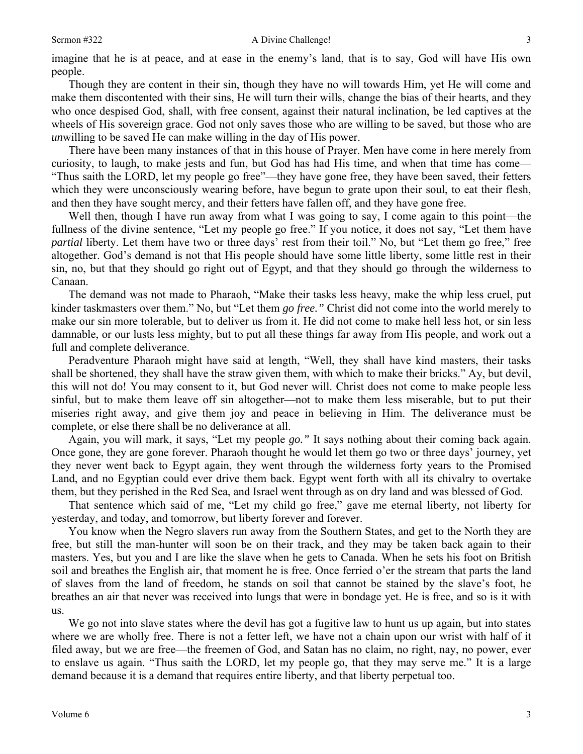imagine that he is at peace, and at ease in the enemy's land, that is to say, God will have His own people.

Though they are content in their sin, though they have no will towards Him, yet He will come and make them discontented with their sins, He will turn their wills, change the bias of their hearts, and they who once despised God, shall, with free consent, against their natural inclination, be led captives at the wheels of His sovereign grace. God not only saves those who are willing to be saved, but those who are *un*willing to be saved He can make willing in the day of His power.

There have been many instances of that in this house of Prayer. Men have come in here merely from curiosity, to laugh, to make jests and fun, but God has had His time, and when that time has come—"Thus saith the LORD, let my people go free"—they have gone free, they have been saved, their fetters which they were unconsciously wearing before, have begun to grate upon their soul, to eat their flesh, and then they have sought mercy, and their fetters have fallen off, and they have gone free.

Well then, though I have run away from what I was going to say, I come again to this point—the fullness of the divine sentence, "Let my people go free." If you notice, it does not say, "Let them have *partial* liberty. Let them have two or three days' rest from their toil." No, but "Let them go free," free altogether. God's demand is not that His people should have some little liberty, some little rest in their sin, no, but that they should go right out of Egypt, and that they should go through the wilderness to Canaan.

The demand was not made to Pharaoh, "Make their tasks less heavy, make the whip less cruel, put kinder taskmasters over them." No, but "Let them *go free."* Christ did not come into the world merely to make our sin more tolerable, but to deliver us from it. He did not come to make hell less hot, or sin less damnable, or our lusts less mighty, but to put all these things far away from His people, and work out a full and complete deliverance.

Peradventure Pharaoh might have said at length, "Well, they shall have kind masters, their tasks shall be shortened, they shall have the straw given them, with which to make their bricks." Ay, but devil, this will not do! You may consent to it, but God never will. Christ does not come to make people less sinful, but to make them leave off sin altogether—not to make them less miserable, but to put their miseries right away, and give them joy and peace in believing in Him. The deliverance must be complete, or else there shall be no deliverance at all.

Again, you will mark, it says, "Let my people *go."* It says nothing about their coming back again. Once gone, they are gone forever. Pharaoh thought he would let them go two or three days' journey, yet they never went back to Egypt again, they went through the wilderness forty years to the Promised Land, and no Egyptian could ever drive them back. Egypt went forth with all its chivalry to overtake them, but they perished in the Red Sea, and Israel went through as on dry land and was blessed of God.

That sentence which said of me, "Let my child go free," gave me eternal liberty, not liberty for yesterday, and today, and tomorrow, but liberty forever and forever.

You know when the Negro slavers run away from the Southern States, and get to the North they are free, but still the man-hunter will soon be on their track, and they may be taken back again to their masters. Yes, but you and I are like the slave when he gets to Canada. When he sets his foot on British soil and breathes the English air, that moment he is free. Once ferried o'er the stream that parts the land of slaves from the land of freedom, he stands on soil that cannot be stained by the slave's foot, he breathes an air that never was received into lungs that were in bondage yet. He is free, and so is it with us.

We go not into slave states where the devil has got a fugitive law to hunt us up again, but into states where we are wholly free. There is not a fetter left, we have not a chain upon our wrist with half of it filed away, but we are free—the freemen of God, and Satan has no claim, no right, nay, no power, ever to enslave us again. "Thus saith the LORD, let my people go, that they may serve me." It is a large demand because it is a demand that requires entire liberty, and that liberty perpetual too.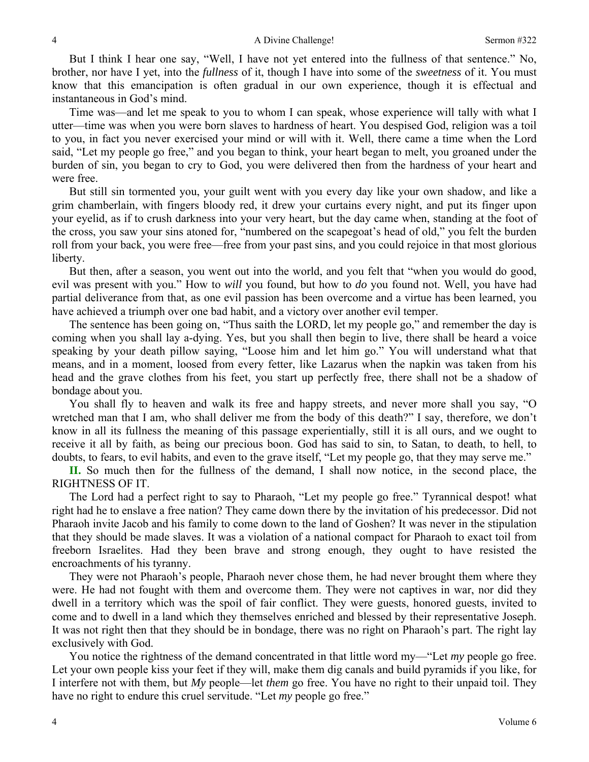But I think I hear one say, "Well, I have not yet entered into the fullness of that sentence." No, brother, nor have I yet, into the *fullness* of it, though I have into some of the *sweetness* of it. You must know that this emancipation is often gradual in our own experience, though it is effectual and instantaneous in God's mind.

Time was—and let me speak to you to whom I can speak, whose experience will tally with what I utter—time was when you were born slaves to hardness of heart. You despised God, religion was a toil to you, in fact you never exercised your mind or will with it. Well, there came a time when the Lord said, "Let my people go free," and you began to think, your heart began to melt, you groaned under the burden of sin, you began to cry to God, you were delivered then from the hardness of your heart and were free.

But still sin tormented you, your guilt went with you every day like your own shadow, and like a grim chamberlain, with fingers bloody red, it drew your curtains every night, and put its finger upon your eyelid, as if to crush darkness into your very heart, but the day came when, standing at the foot of the cross, you saw your sins atoned for, "numbered on the scapegoat's head of old," you felt the burden roll from your back, you were free—free from your past sins, and you could rejoice in that most glorious liberty.

But then, after a season, you went out into the world, and you felt that "when you would do good, evil was present with you." How to *will* you found, but how to *do* you found not. Well, you have had partial deliverance from that, as one evil passion has been overcome and a virtue has been learned, you have achieved a triumph over one bad habit, and a victory over another evil temper.

The sentence has been going on, "Thus saith the LORD, let my people go," and remember the day is coming when you shall lay a-dying. Yes, but you shall then begin to live, there shall be heard a voice speaking by your death pillow saying, "Loose him and let him go." You will understand what that means, and in a moment, loosed from every fetter, like Lazarus when the napkin was taken from his head and the grave clothes from his feet, you start up perfectly free, there shall not be a shadow of bondage about you.

You shall fly to heaven and walk its free and happy streets, and never more shall you say, "O wretched man that I am, who shall deliver me from the body of this death?" I say, therefore, we don't know in all its fullness the meaning of this passage experientially, still it is all ours, and we ought to receive it all by faith, as being our precious boon. God has said to sin, to Satan, to death, to hell, to doubts, to fears, to evil habits, and even to the grave itself, "Let my people go, that they may serve me."

**II.** So much then for the fullness of the demand, I shall now notice, in the second place, the RIGHTNESS OF IT.

The Lord had a perfect right to say to Pharaoh, "Let my people go free." Tyrannical despot! what right had he to enslave a free nation? They came down there by the invitation of his predecessor. Did not Pharaoh invite Jacob and his family to come down to the land of Goshen? It was never in the stipulation that they should be made slaves. It was a violation of a national compact for Pharaoh to exact toil from freeborn Israelites. Had they been brave and strong enough, they ought to have resisted the encroachments of his tyranny.

They were not Pharaoh's people, Pharaoh never chose them, he had never brought them where they were. He had not fought with them and overcome them. They were not captives in war, nor did they dwell in a territory which was the spoil of fair conflict. They were guests, honored guests, invited to come and to dwell in a land which they themselves enriched and blessed by their representative Joseph. It was not right then that they should be in bondage, there was no right on Pharaoh's part. The right lay exclusively with God.

You notice the rightness of the demand concentrated in that little word my—"Let *my* people go free. Let your own people kiss your feet if they will, make them dig canals and build pyramids if you like, for I interfere not with them, but *My* people—let *them* go free. You have no right to their unpaid toil. They have no right to endure this cruel servitude. "Let *my* people go free."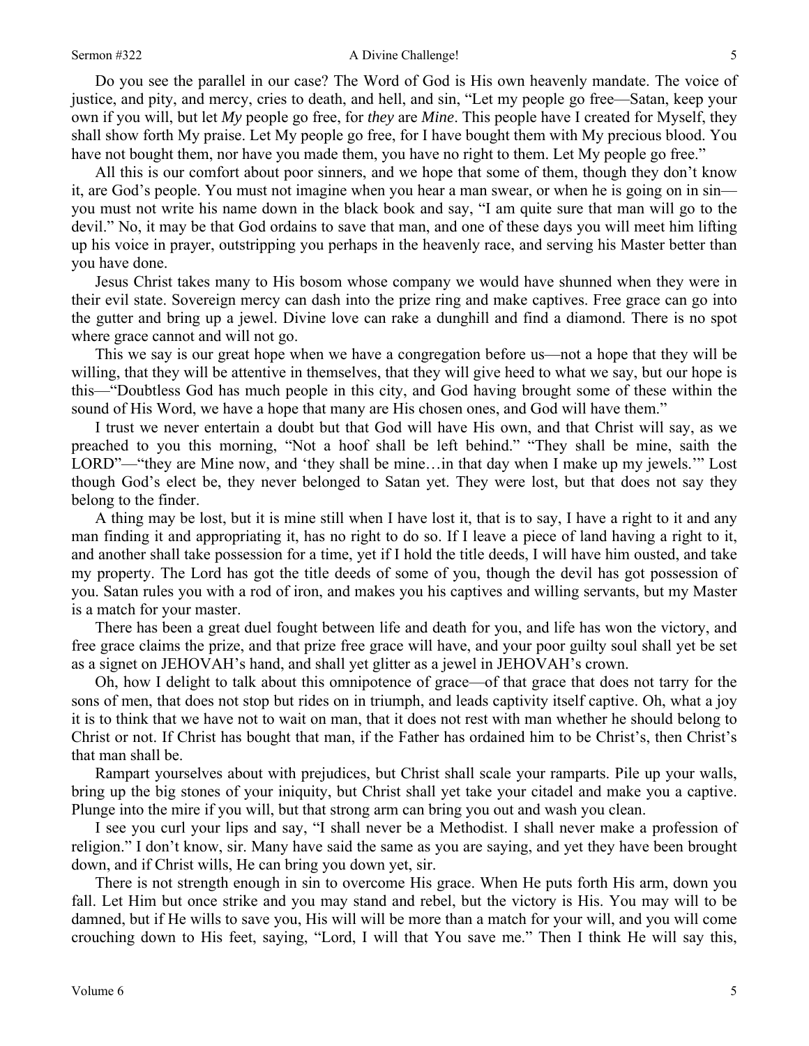Do you see the parallel in our case? The Word of God is His own heavenly mandate. The voice of justice, and pity, and mercy, cries to death, and hell, and sin, "Let my people go free—Satan, keep your own if you will, but let *My* people go free, for *they* are *Mine*. This people have I created for Myself, they shall show forth My praise. Let My people go free, for I have bought them with My precious blood. You have not bought them, nor have you made them, you have no right to them. Let My people go free."

All this is our comfort about poor sinners, and we hope that some of them, though they don't know it, are God's people. You must not imagine when you hear a man swear, or when he is going on in sin—you must not write his name down in the black book and say, "I am quite sure that man will go to the devil." No, it may be that God ordains to save that man, and one of these days you will meet him lifting up his voice in prayer, outstripping you perhaps in the heavenly race, and serving his Master better than you have done.

Jesus Christ takes many to His bosom whose company we would have shunned when they were in their evil state. Sovereign mercy can dash into the prize ring and make captives. Free grace can go into the gutter and bring up a jewel. Divine love can rake a dunghill and find a diamond. There is no spot where grace cannot and will not go.

This we say is our great hope when we have a congregation before us—not a hope that they will be willing, that they will be attentive in themselves, that they will give heed to what we say, but our hope is this—"Doubtless God has much people in this city, and God having brought some of these within the sound of His Word, we have a hope that many are His chosen ones, and God will have them."

I trust we never entertain a doubt but that God will have His own, and that Christ will say, as we preached to you this morning, "Not a hoof shall be left behind." "They shall be mine, saith the LORD"—"they are Mine now, and 'they shall be mine…in that day when I make up my jewels.'" Lost though God's elect be, they never belonged to Satan yet. They were lost, but that does not say they belong to the finder.

A thing may be lost, but it is mine still when I have lost it, that is to say, I have a right to it and any man finding it and appropriating it, has no right to do so. If I leave a piece of land having a right to it, and another shall take possession for a time, yet if I hold the title deeds, I will have him ousted, and take my property. The Lord has got the title deeds of some of you, though the devil has got possession of you. Satan rules you with a rod of iron, and makes you his captives and willing servants, but my Master is a match for your master.

There has been a great duel fought between life and death for you, and life has won the victory, and free grace claims the prize, and that prize free grace will have, and your poor guilty soul shall yet be set as a signet on JEHOVAH's hand, and shall yet glitter as a jewel in JEHOVAH's crown.

Oh, how I delight to talk about this omnipotence of grace—of that grace that does not tarry for the sons of men, that does not stop but rides on in triumph, and leads captivity itself captive. Oh, what a joy it is to think that we have not to wait on man, that it does not rest with man whether he should belong to Christ or not. If Christ has bought that man, if the Father has ordained him to be Christ's, then Christ's that man shall be.

Rampart yourselves about with prejudices, but Christ shall scale your ramparts. Pile up your walls, bring up the big stones of your iniquity, but Christ shall yet take your citadel and make you a captive. Plunge into the mire if you will, but that strong arm can bring you out and wash you clean.

I see you curl your lips and say, "I shall never be a Methodist. I shall never make a profession of religion." I don't know, sir. Many have said the same as you are saying, and yet they have been brought down, and if Christ wills, He can bring you down yet, sir.

There is not strength enough in sin to overcome His grace. When He puts forth His arm, down you fall. Let Him but once strike and you may stand and rebel, but the victory is His. You may will to be damned, but if He wills to save you, His will will be more than a match for your will, and you will come crouching down to His feet, saying, "Lord, I will that You save me." Then I think He will say this,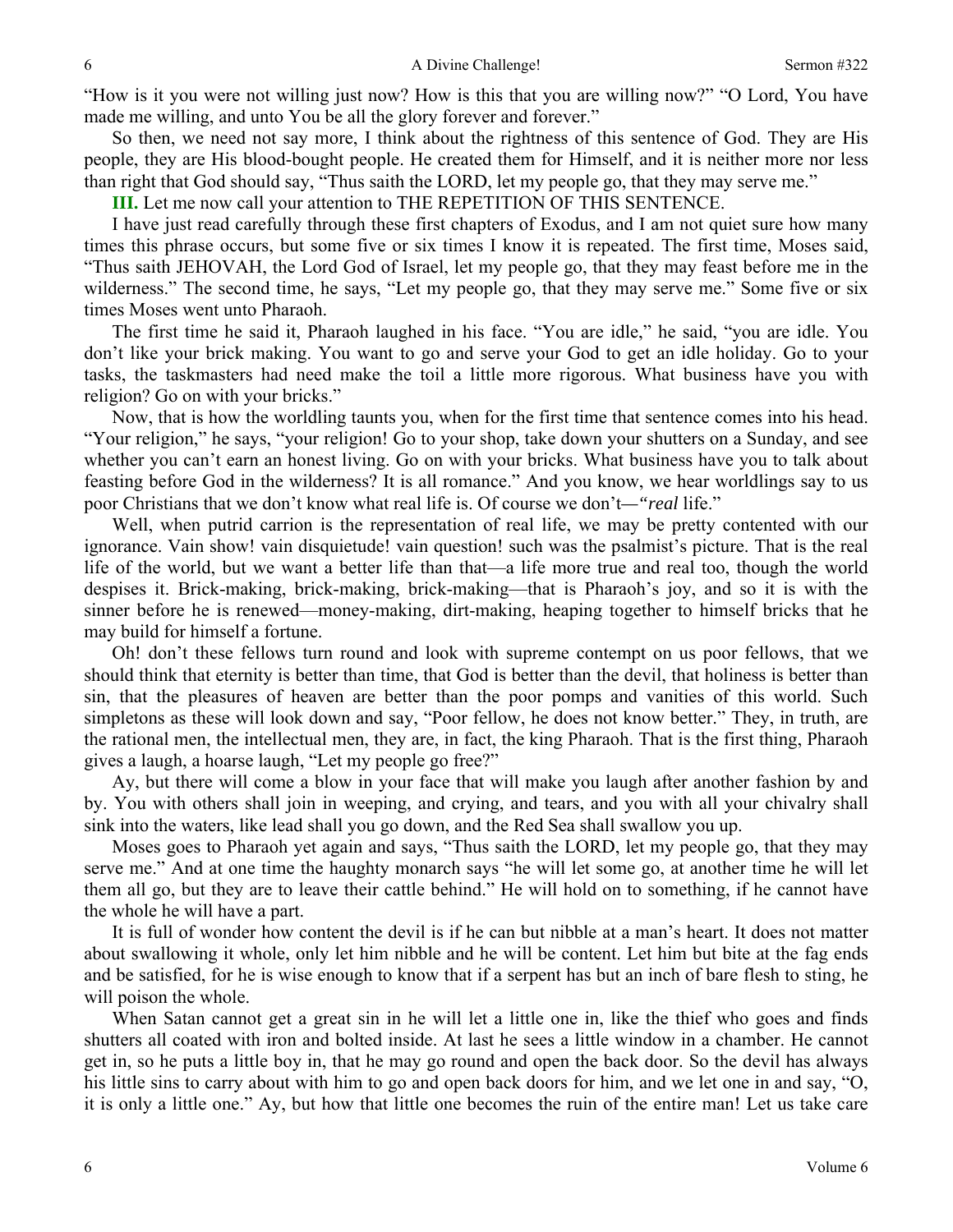"How is it you were not willing just now? How is this that you are willing now?" "O Lord, You have made me willing, and unto You be all the glory forever and forever."

So then, we need not say more, I think about the rightness of this sentence of God. They are His people, they are His blood-bought people. He created them for Himself, and it is neither more nor less than right that God should say, "Thus saith the LORD, let my people go, that they may serve me."

**III.** Let me now call your attention to THE REPETITION OF THIS SENTENCE.

I have just read carefully through these first chapters of Exodus, and I am not quiet sure how many times this phrase occurs, but some five or six times I know it is repeated. The first time, Moses said, "Thus saith JEHOVAH, the Lord God of Israel, let my people go, that they may feast before me in the wilderness." The second time, he says, "Let my people go, that they may serve me." Some five or six times Moses went unto Pharaoh.

The first time he said it, Pharaoh laughed in his face. "You are idle," he said, "you are idle. You don't like your brick making. You want to go and serve your God to get an idle holiday. Go to your tasks, the taskmasters had need make the toil a little more rigorous. What business have you with religion? Go on with your bricks."

Now, that is how the worldling taunts you, when for the first time that sentence comes into his head. "Your religion," he says, "your religion! Go to your shop, take down your shutters on a Sunday, and see whether you can't earn an honest living. Go on with your bricks. What business have you to talk about feasting before God in the wilderness? It is all romance." And you know, we hear worldlings say to us poor Christians that we don't know what real life is. Of course we don't—*"real* life."

Well, when putrid carrion is the representation of real life, we may be pretty contented with our ignorance. Vain show! vain disquietude! vain question! such was the psalmist's picture. That is the real life of the world, but we want a better life than that—a life more true and real too, though the world despises it. Brick-making, brick-making, brick-making—that is Pharaoh's joy, and so it is with the sinner before he is renewed—money-making, dirt-making, heaping together to himself bricks that he may build for himself a fortune.

Oh! don't these fellows turn round and look with supreme contempt on us poor fellows, that we should think that eternity is better than time, that God is better than the devil, that holiness is better than sin, that the pleasures of heaven are better than the poor pomps and vanities of this world. Such simpletons as these will look down and say, "Poor fellow, he does not know better." They, in truth, are the rational men, the intellectual men, they are, in fact, the king Pharaoh. That is the first thing, Pharaoh gives a laugh, a hoarse laugh, "Let my people go free?"

Ay, but there will come a blow in your face that will make you laugh after another fashion by and by. You with others shall join in weeping, and crying, and tears, and you with all your chivalry shall sink into the waters, like lead shall you go down, and the Red Sea shall swallow you up.

Moses goes to Pharaoh yet again and says, "Thus saith the LORD, let my people go, that they may serve me." And at one time the haughty monarch says "he will let some go, at another time he will let them all go, but they are to leave their cattle behind." He will hold on to something, if he cannot have the whole he will have a part.

It is full of wonder how content the devil is if he can but nibble at a man's heart. It does not matter about swallowing it whole, only let him nibble and he will be content. Let him but bite at the fag ends and be satisfied, for he is wise enough to know that if a serpent has but an inch of bare flesh to sting, he will poison the whole.

When Satan cannot get a great sin in he will let a little one in, like the thief who goes and finds shutters all coated with iron and bolted inside. At last he sees a little window in a chamber. He cannot get in, so he puts a little boy in, that he may go round and open the back door. So the devil has always his little sins to carry about with him to go and open back doors for him, and we let one in and say, "O, it is only a little one." Ay, but how that little one becomes the ruin of the entire man! Let us take care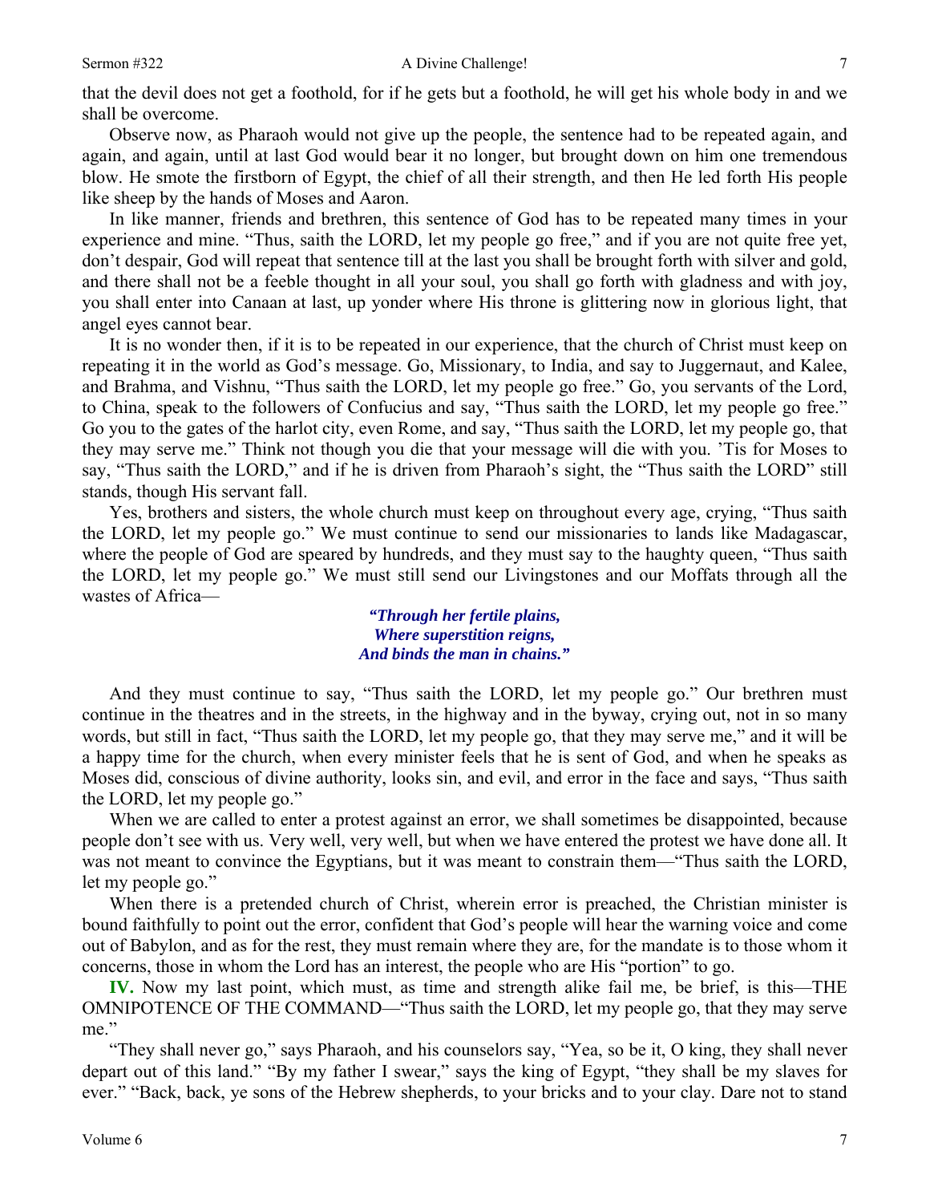that the devil does not get a foothold, for if he gets but a foothold, he will get his whole body in and we shall be overcome.

Observe now, as Pharaoh would not give up the people, the sentence had to be repeated again, and again, and again, until at last God would bear it no longer, but brought down on him one tremendous blow. He smote the firstborn of Egypt, the chief of all their strength, and then He led forth His people like sheep by the hands of Moses and Aaron.

In like manner, friends and brethren, this sentence of God has to be repeated many times in your experience and mine. "Thus, saith the LORD, let my people go free," and if you are not quite free yet, don't despair, God will repeat that sentence till at the last you shall be brought forth with silver and gold, and there shall not be a feeble thought in all your soul, you shall go forth with gladness and with joy, you shall enter into Canaan at last, up yonder where His throne is glittering now in glorious light, that angel eyes cannot bear.

It is no wonder then, if it is to be repeated in our experience, that the church of Christ must keep on repeating it in the world as God's message. Go, Missionary, to India, and say to Juggernaut, and Kalee, and Brahma, and Vishnu, "Thus saith the LORD, let my people go free." Go, you servants of the Lord, to China, speak to the followers of Confucius and say, "Thus saith the LORD, let my people go free." Go you to the gates of the harlot city, even Rome, and say, "Thus saith the LORD, let my people go, that they may serve me." Think not though you die that your message will die with you. 'Tis for Moses to say, "Thus saith the LORD," and if he is driven from Pharaoh's sight, the "Thus saith the LORD" still stands, though His servant fall.

Yes, brothers and sisters, the whole church must keep on throughout every age, crying, "Thus saith the LORD, let my people go." We must continue to send our missionaries to lands like Madagascar, where the people of God are speared by hundreds, and they must say to the haughty queen, "Thus saith the LORD, let my people go." We must still send our Livingstones and our Moffats through all the wastes of Africa—

> ***"Through her fertile plains,***
> ***Where superstition reigns,***
> ***And binds the man in chains."***

And they must continue to say, "Thus saith the LORD, let my people go." Our brethren must continue in the theatres and in the streets, in the highway and in the byway, crying out, not in so many words, but still in fact, "Thus saith the LORD, let my people go, that they may serve me," and it will be a happy time for the church, when every minister feels that he is sent of God, and when he speaks as Moses did, conscious of divine authority, looks sin, and evil, and error in the face and says, "Thus saith the LORD, let my people go."

When we are called to enter a protest against an error, we shall sometimes be disappointed, because people don't see with us. Very well, very well, but when we have entered the protest we have done all. It was not meant to convince the Egyptians, but it was meant to constrain them—"Thus saith the LORD, let my people go."

When there is a pretended church of Christ, wherein error is preached, the Christian minister is bound faithfully to point out the error, confident that God's people will hear the warning voice and come out of Babylon, and as for the rest, they must remain where they are, for the mandate is to those whom it concerns, those in whom the Lord has an interest, the people who are His "portion" to go.

**IV.** Now my last point, which must, as time and strength alike fail me, be brief, is this—THE OMNIPOTENCE OF THE COMMAND—"Thus saith the LORD, let my people go, that they may serve me."

"They shall never go," says Pharaoh, and his counselors say, "Yea, so be it, O king, they shall never depart out of this land." "By my father I swear," says the king of Egypt, "they shall be my slaves for ever." "Back, back, ye sons of the Hebrew shepherds, to your bricks and to your clay. Dare not to stand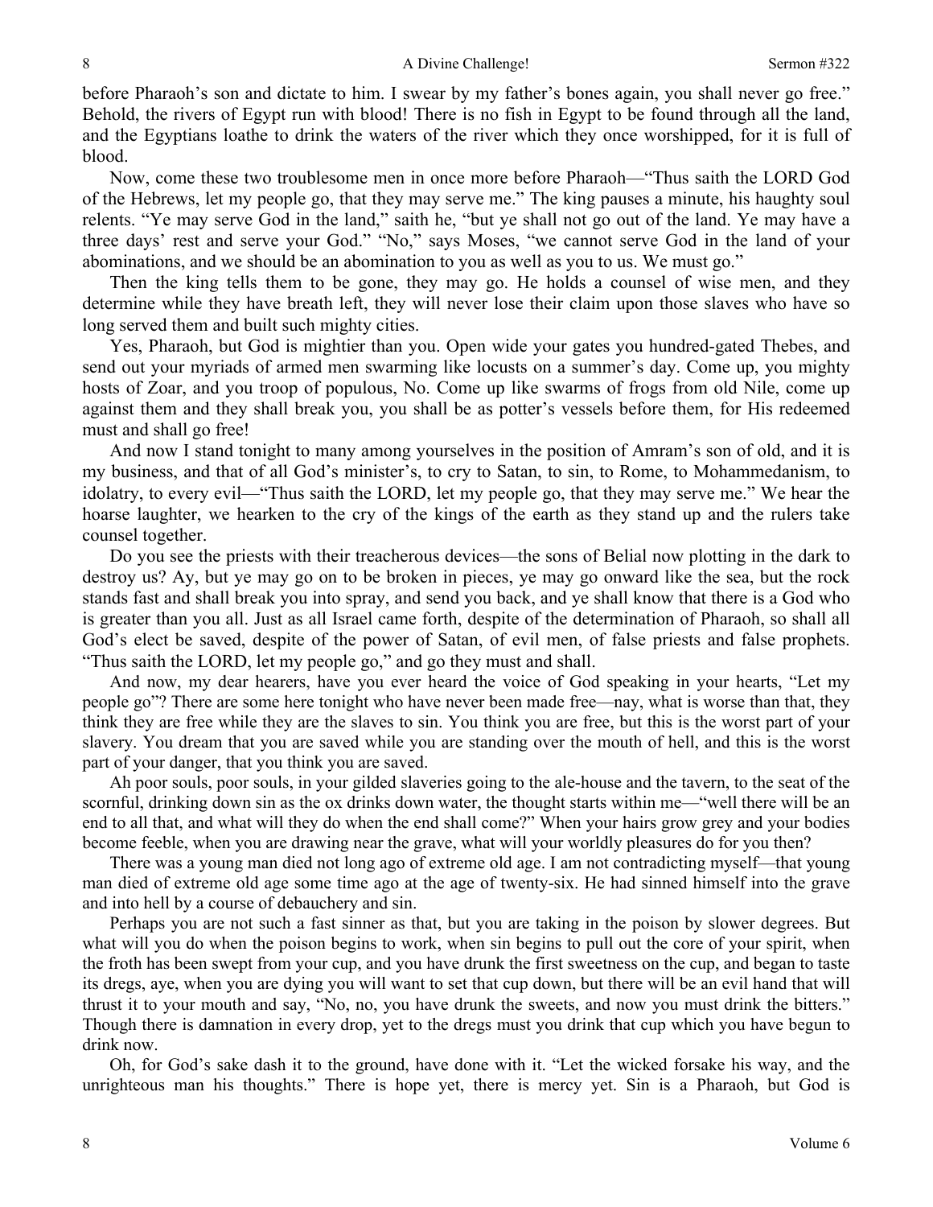before Pharaoh's son and dictate to him. I swear by my father's bones again, you shall never go free." Behold, the rivers of Egypt run with blood! There is no fish in Egypt to be found through all the land, and the Egyptians loathe to drink the waters of the river which they once worshipped, for it is full of blood.

Now, come these two troublesome men in once more before Pharaoh—"Thus saith the LORD God of the Hebrews, let my people go, that they may serve me." The king pauses a minute, his haughty soul relents. "Ye may serve God in the land," saith he, "but ye shall not go out of the land. Ye may have a three days' rest and serve your God." "No," says Moses, "we cannot serve God in the land of your abominations, and we should be an abomination to you as well as you to us. We must go."

Then the king tells them to be gone, they may go. He holds a counsel of wise men, and they determine while they have breath left, they will never lose their claim upon those slaves who have so long served them and built such mighty cities.

Yes, Pharaoh, but God is mightier than you. Open wide your gates you hundred-gated Thebes, and send out your myriads of armed men swarming like locusts on a summer's day. Come up, you mighty hosts of Zoar, and you troop of populous, No. Come up like swarms of frogs from old Nile, come up against them and they shall break you, you shall be as potter's vessels before them, for His redeemed must and shall go free!

And now I stand tonight to many among yourselves in the position of Amram's son of old, and it is my business, and that of all God's minister's, to cry to Satan, to sin, to Rome, to Mohammedanism, to idolatry, to every evil—"Thus saith the LORD, let my people go, that they may serve me." We hear the hoarse laughter, we hearken to the cry of the kings of the earth as they stand up and the rulers take counsel together.

Do you see the priests with their treacherous devices—the sons of Belial now plotting in the dark to destroy us? Ay, but ye may go on to be broken in pieces, ye may go onward like the sea, but the rock stands fast and shall break you into spray, and send you back, and ye shall know that there is a God who is greater than you all. Just as all Israel came forth, despite of the determination of Pharaoh, so shall all God's elect be saved, despite of the power of Satan, of evil men, of false priests and false prophets. "Thus saith the LORD, let my people go," and go they must and shall.

And now, my dear hearers, have you ever heard the voice of God speaking in your hearts, "Let my people go"? There are some here tonight who have never been made free—nay, what is worse than that, they think they are free while they are the slaves to sin. You think you are free, but this is the worst part of your slavery. You dream that you are saved while you are standing over the mouth of hell, and this is the worst part of your danger, that you think you are saved.

Ah poor souls, poor souls, in your gilded slaveries going to the ale-house and the tavern, to the seat of the scornful, drinking down sin as the ox drinks down water, the thought starts within me—"well there will be an end to all that, and what will they do when the end shall come?" When your hairs grow grey and your bodies become feeble, when you are drawing near the grave, what will your worldly pleasures do for you then?

There was a young man died not long ago of extreme old age. I am not contradicting myself—that young man died of extreme old age some time ago at the age of twenty-six. He had sinned himself into the grave and into hell by a course of debauchery and sin.

Perhaps you are not such a fast sinner as that, but you are taking in the poison by slower degrees. But what will you do when the poison begins to work, when sin begins to pull out the core of your spirit, when the froth has been swept from your cup, and you have drunk the first sweetness on the cup, and began to taste its dregs, aye, when you are dying you will want to set that cup down, but there will be an evil hand that will thrust it to your mouth and say, "No, no, you have drunk the sweets, and now you must drink the bitters." Though there is damnation in every drop, yet to the dregs must you drink that cup which you have begun to drink now.

Oh, for God's sake dash it to the ground, have done with it. "Let the wicked forsake his way, and the unrighteous man his thoughts." There is hope yet, there is mercy yet. Sin is a Pharaoh, but God is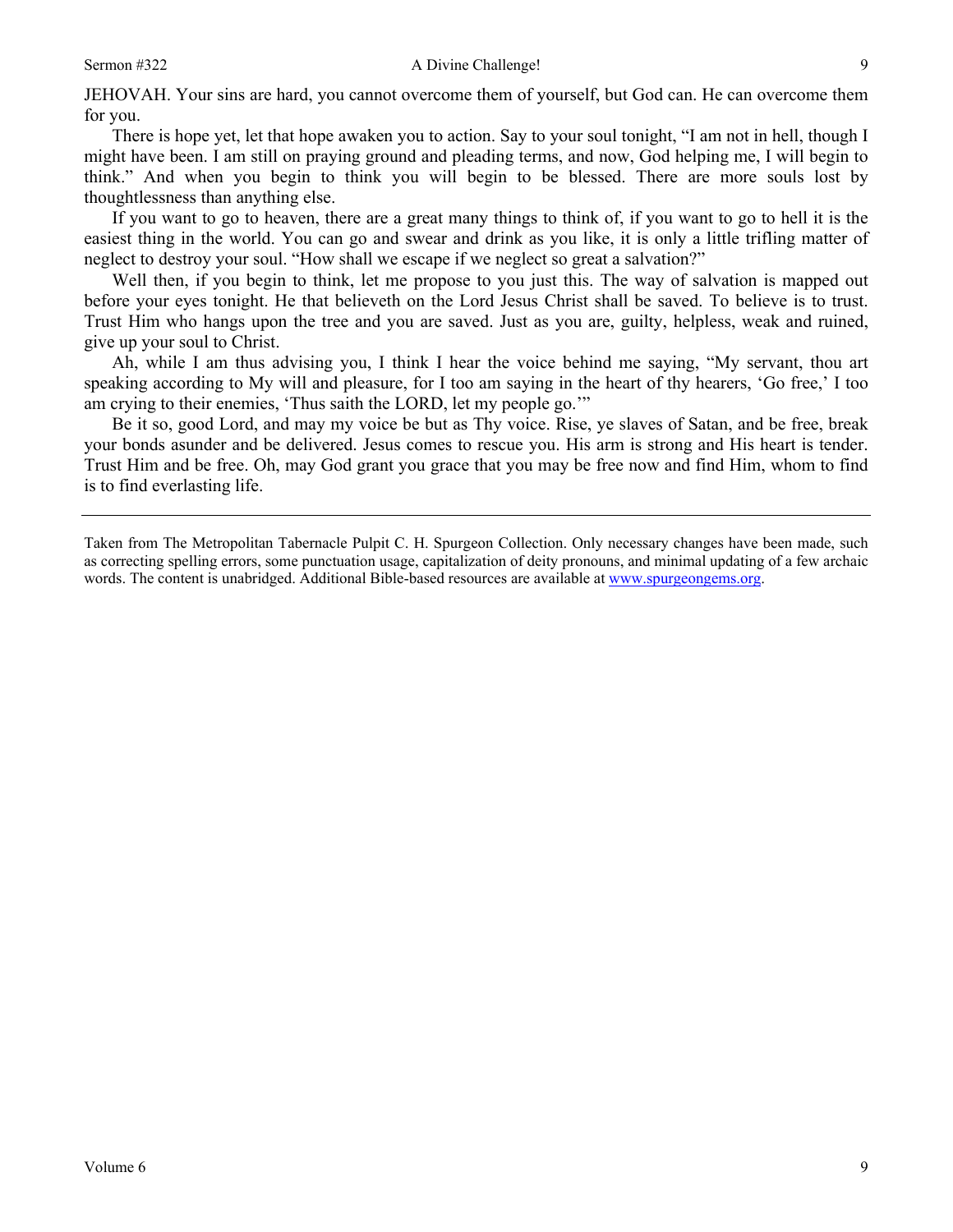JEHOVAH. Your sins are hard, you cannot overcome them of yourself, but God can. He can overcome them for you.

There is hope yet, let that hope awaken you to action. Say to your soul tonight, "I am not in hell, though I might have been. I am still on praying ground and pleading terms, and now, God helping me, I will begin to think." And when you begin to think you will begin to be blessed. There are more souls lost by thoughtlessness than anything else.

If you want to go to heaven, there are a great many things to think of, if you want to go to hell it is the easiest thing in the world. You can go and swear and drink as you like, it is only a little trifling matter of neglect to destroy your soul. "How shall we escape if we neglect so great a salvation?"

Well then, if you begin to think, let me propose to you just this. The way of salvation is mapped out before your eyes tonight. He that believeth on the Lord Jesus Christ shall be saved. To believe is to trust. Trust Him who hangs upon the tree and you are saved. Just as you are, guilty, helpless, weak and ruined, give up your soul to Christ.

Ah, while I am thus advising you, I think I hear the voice behind me saying, "My servant, thou art speaking according to My will and pleasure, for I too am saying in the heart of thy hearers, 'Go free,' I too am crying to their enemies, 'Thus saith the LORD, let my people go.'"

Be it so, good Lord, and may my voice be but as Thy voice. Rise, ye slaves of Satan, and be free, break your bonds asunder and be delivered. Jesus comes to rescue you. His arm is strong and His heart is tender. Trust Him and be free. Oh, may God grant you grace that you may be free now and find Him, whom to find is to find everlasting life.

---

Taken from The Metropolitan Tabernacle Pulpit C. H. Spurgeon Collection. Only necessary changes have been made, such as correcting spelling errors, some punctuation usage, capitalization of deity pronouns, and minimal updating of a few archaic words. The content is unabridged. Additional Bible-based resources are available at www.spurgeongems.org.